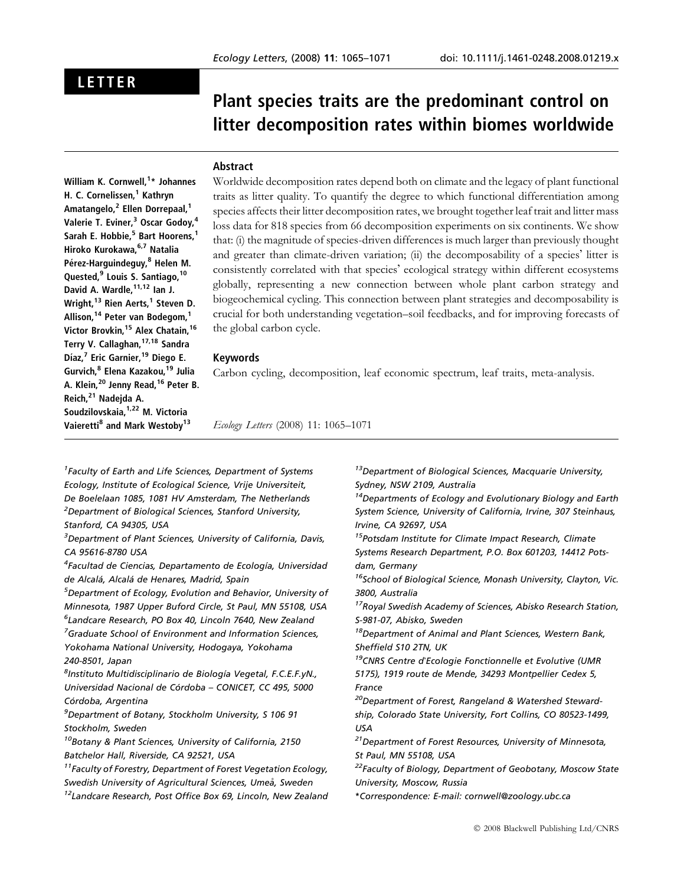LETTER

# Plant species traits are the predominant control on litter decomposition rates within biomes worldwide

William K. Cornwell,[1]* Johannes H. C. Cornelissen,[1] Kathryn Amatangelo,[2] Ellen Dorrepaal,[1] Valerie T. Eviner,[3] Oscar Godoy,[4] Sarah E. Hobbie,[5] Bart Hoorens,[1] Hiroko Kurokawa,[6,7] Natalia Pérez-Harguindeguy,[8] Helen M. Quested,[9] Louis S. Santiago,[10] David A. Wardle,[11,12] Ian J. Wright,[13] Rien Aerts,[1] Steven D. Allison,[14] Peter van Bodegom,[1] Victor Brovkin,[15] Alex Chatain,[16] Terry V. Callaghan,[17,18] Sandra Díaz,[7] Eric Garnier,[19] Diego E. Gurvich,[8] Elena Kazakou,[19] Julia A. Klein,[20] Jenny Read,[16] Peter B. Reich,[21] Nadejda A. Soudzilovskaia,[1,22] M. Victoria Vaieretti[8] and Mark Westoby[13]

## Abstract

Worldwide decomposition rates depend both on climate and the legacy of plant functional traits as litter quality. To quantify the degree to which functional differentiation among species affects their litter decomposition rates, we brought together leaf trait and litter mass loss data for 818 species from 66 decomposition experiments on six continents. We show that: (i) the magnitude of species-driven differences is much larger than previously thought and greater than climate-driven variation; (ii) the decomposability of a species' litter is consistently correlated with that species' ecological strategy within different ecosystems globally, representing a new connection between whole plant carbon strategy and biogeochemical cycling. This connection between plant strategies and decomposability is crucial for both understanding vegetation–soil feedbacks, and for improving forecasts of the global carbon cycle.

## Keywords

Carbon cycling, decomposition, leaf economic spectrum, leaf traits, meta-analysis.

*Ecology Letters* (2008) 11: 1065–1071

[1]Faculty of Earth and Life Sciences, Department of Systems Ecology, Institute of Ecological Science, Vrije Universiteit, De Boelelaan 1085, 1081 HV Amsterdam, The Netherlands
[2]Department of Biological Sciences, Stanford University, Stanford, CA 94305, USA
[3]Department of Plant Sciences, University of California, Davis, CA 95616-8780 USA
[4]Facultad de Ciencias, Departamento de Ecología, Universidad de Alcalá, Alcalá de Henares, Madrid, Spain
[5]Department of Ecology, Evolution and Behavior, University of Minnesota, 1987 Upper Buford Circle, St Paul, MN 55108, USA
[6]Landcare Research, PO Box 40, Lincoln 7640, New Zealand
[7]Graduate School of Environment and Information Sciences, Yokohama National University, Hodogaya, Yokohama 240-8501, Japan
[8]Instituto Multidisciplinario de Biología Vegetal, F.C.E.F.yN., Universidad Nacional de Córdoba – CONICET, CC 495, 5000 Córdoba, Argentina
[9]Department of Botany, Stockholm University, S 106 91 Stockholm, Sweden
[10]Botany & Plant Sciences, University of California, 2150 Batchelor Hall, Riverside, CA 92521, USA
[11]Faculty of Forestry, Department of Forest Vegetation Ecology, Swedish University of Agricultural Sciences, Umeå, Sweden
[12]Landcare Research, Post Office Box 69, Lincoln, New Zealand
[13]Department of Biological Sciences, Macquarie University, Sydney, NSW 2109, Australia
[14]Departments of Ecology and Evolutionary Biology and Earth System Science, University of California, Irvine, 307 Steinhaus, Irvine, CA 92697, USA
[15]Potsdam Institute for Climate Impact Research, Climate Systems Research Department, P.O. Box 601203, 14412 Potsdam, Germany
[16]School of Biological Science, Monash University, Clayton, Vic. 3800, Australia
[17]Royal Swedish Academy of Sciences, Abisko Research Station, S-981-07, Abisko, Sweden
[18]Department of Animal and Plant Sciences, Western Bank, Sheffield S10 2TN, UK
[19]CNRS Centre d'Ecologie Fonctionnelle et Evolutive (UMR 5175), 1919 route de Mende, 34293 Montpellier Cedex 5, France
[20]Department of Forest, Rangeland & Watershed Stewardship, Colorado State University, Fort Collins, CO 80523-1499, USA
[21]Department of Forest Resources, University of Minnesota, St Paul, MN 55108, USA
[22]Faculty of Biology, Department of Geobotany, Moscow State University, Moscow, Russia
*Correspondence: E-mail: cornwell@zoology.ubc.ca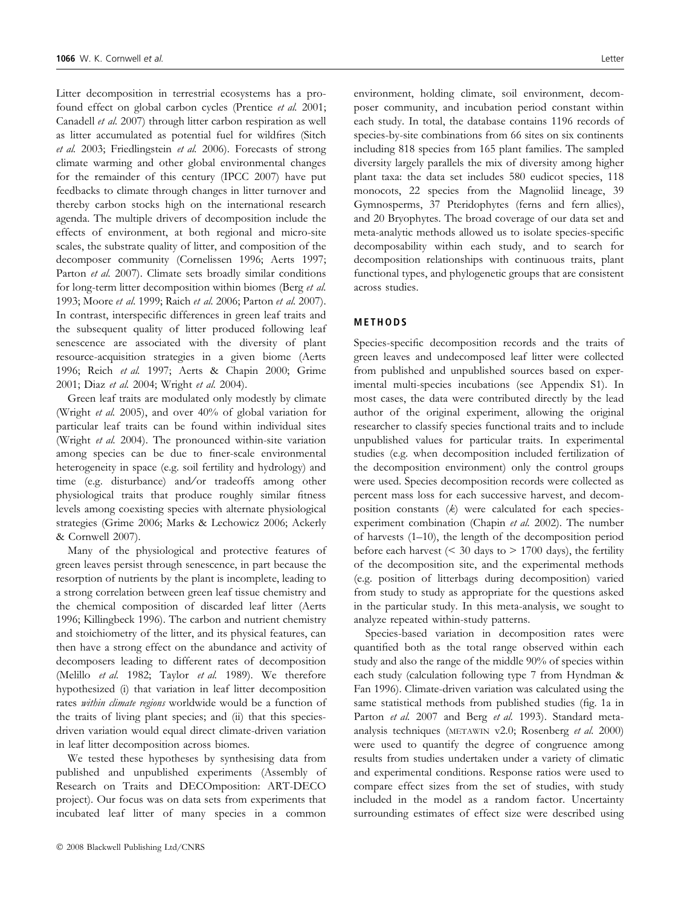Litter decomposition in terrestrial ecosystems has a profound effect on global carbon cycles (Prentice *et al.* 2001; Canadell *et al.* 2007) through litter carbon respiration as well as litter accumulated as potential fuel for wildfires (Sitch *et al.* 2003; Friedlingstein *et al.* 2006). Forecasts of strong climate warming and other global environmental changes for the remainder of this century (IPCC 2007) have put feedbacks to climate through changes in litter turnover and thereby carbon stocks high on the international research agenda. The multiple drivers of decomposition include the effects of environment, at both regional and micro-site scales, the substrate quality of litter, and composition of the decomposer community (Cornelissen 1996; Aerts 1997; Parton *et al.* 2007). Climate sets broadly similar conditions for long-term litter decomposition within biomes (Berg *et al.* 1993; Moore *et al.* 1999; Raich *et al.* 2006; Parton *et al.* 2007). In contrast, interspecific differences in green leaf traits and the subsequent quality of litter produced following leaf senescence are associated with the diversity of plant resource-acquisition strategies in a given biome (Aerts 1996; Reich *et al.* 1997; Aerts & Chapin 2000; Grime 2001; Diaz *et al.* 2004; Wright *et al.* 2004).

Green leaf traits are modulated only modestly by climate (Wright *et al.* 2005), and over 40% of global variation for particular leaf traits can be found within individual sites (Wright *et al.* 2004). The pronounced within-site variation among species can be due to finer-scale environmental heterogeneity in space (e.g. soil fertility and hydrology) and time (e.g. disturbance) and/or tradeoffs among other physiological traits that produce roughly similar fitness levels among coexisting species with alternate physiological strategies (Grime 2006; Marks & Lechowicz 2006; Ackerly & Cornwell 2007).

Many of the physiological and protective features of green leaves persist through senescence, in part because the resorption of nutrients by the plant is incomplete, leading to a strong correlation between green leaf tissue chemistry and the chemical composition of discarded leaf litter (Aerts 1996; Killingbeck 1996). The carbon and nutrient chemistry and stoichiometry of the litter, and its physical features, can then have a strong effect on the abundance and activity of decomposers leading to different rates of decomposition (Melillo *et al.* 1982; Taylor *et al.* 1989). We therefore hypothesized (i) that variation in leaf litter decomposition rates *within climate regions* worldwide would be a function of the traits of living plant species; and (ii) that this species-driven variation would equal direct climate-driven variation in leaf litter decomposition across biomes.

We tested these hypotheses by synthesising data from published and unpublished experiments (Assembly of Research on Traits and DECOmposition: ART-DECO project). Our focus was on data sets from experiments that incubated leaf litter of many species in a common environment, holding climate, soil environment, decomposer community, and incubation period constant within each study. In total, the database contains 1196 records of species-by-site combinations from 66 sites on six continents including 818 species from 165 plant families. The sampled diversity largely parallels the mix of diversity among higher plant taxa: the data set includes 580 eudicot species, 118 monocots, 22 species from the Magnoliid lineage, 39 Gymnosperms, 37 Pteridophytes (ferns and fern allies), and 20 Bryophytes. The broad coverage of our data set and meta-analytic methods allowed us to isolate species-specific decomposability within each study, and to search for decomposition relationships with continuous traits, plant functional types, and phylogenetic groups that are consistent across studies.

## METHODS

Species-specific decomposition records and the traits of green leaves and undecomposed leaf litter were collected from published and unpublished sources based on experimental multi-species incubations (see Appendix S1). In most cases, the data were contributed directly by the lead author of the original experiment, allowing the original researcher to classify species functional traits and to include unpublished values for particular traits. In experimental studies (e.g. when decomposition included fertilization of the decomposition environment) only the control groups were used. Species decomposition records were collected as percent mass loss for each successive harvest, and decomposition constants ($k$) were calculated for each species-experiment combination (Chapin *et al.* 2002). The number of harvests (1–10), the length of the decomposition period before each harvest (< 30 days to > 1700 days), the fertility of the decomposition site, and the experimental methods (e.g. position of litterbags during decomposition) varied from study to study as appropriate for the questions asked in the particular study. In this meta-analysis, we sought to analyze repeated within-study patterns.

Species-based variation in decomposition rates were quantified both as the total range observed within each study and also the range of the middle 90% of species within each study (calculation following type 7 from Hyndman & Fan 1996). Climate-driven variation was calculated using the same statistical methods from published studies (fig. 1a in Parton *et al.* 2007 and Berg *et al.* 1993). Standard meta-analysis techniques (METAWIN v2.0; Rosenberg *et al.* 2000) were used to quantify the degree of congruence among results from studies undertaken under a variety of climatic and experimental conditions. Response ratios were used to compare effect sizes from the set of studies, with study included in the model as a random factor. Uncertainty surrounding estimates of effect size were described using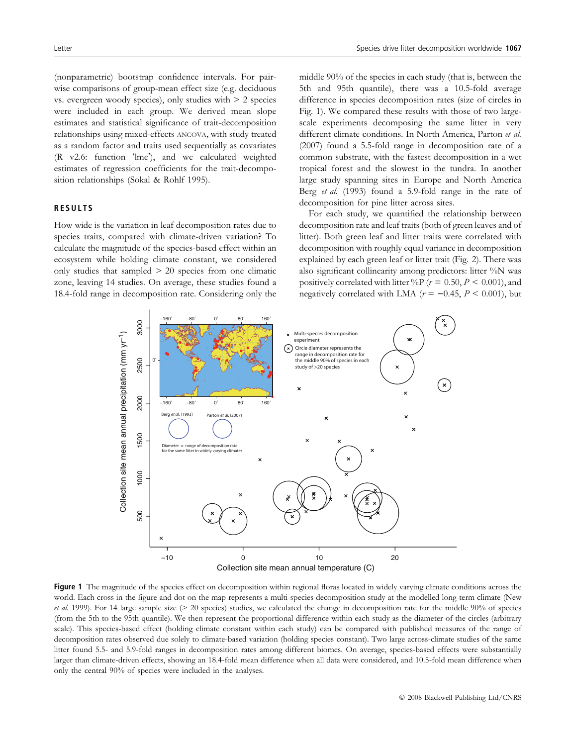(nonparametric) bootstrap confidence intervals. For pairwise comparisons of group-mean effect size (e.g. deciduous vs. evergreen woody species), only studies with > 2 species were included in each group. We derived mean slope estimates and statistical significance of trait-decomposition relationships using mixed-effects ANCOVA, with study treated as a random factor and traits used sequentially as covariates (R v2.6: function 'lme'), and we calculated weighted estimates of regression coefficients for the trait-decomposition relationships (Sokal & Rohlf 1995).

## RESULTS

How wide is the variation in leaf decomposition rates due to species traits, compared with climate-driven variation? To calculate the magnitude of the species-based effect within an ecosystem while holding climate constant, we considered only studies that sampled > 20 species from one climatic zone, leaving 14 studies. On average, these studies found a 18.4-fold range in decomposition rate. Considering only the middle 90% of the species in each study (that is, between the 5th and 95th quantile), there was a 10.5-fold average difference in species decomposition rates (size of circles in Fig. 1). We compared these results with those of two large-scale experiments decomposing the same litter in very different climate conditions. In North America, Parton *et al.* (2007) found a 5.5-fold range in decomposition rate of a common substrate, with the fastest decomposition in a wet tropical forest and the slowest in the tundra. In another large study spanning sites in Europe and North America Berg *et al.* (1993) found a 5.9-fold range in the rate of decomposition for pine litter across sites.

For each study, we quantified the relationship between decomposition rate and leaf traits (both of green leaves and of litter). Both green leaf and litter traits were correlated with decomposition with roughly equal variance in decomposition explained by each green leaf or litter trait (Fig. 2). There was also significant collinearity among predictors: litter %N was positively correlated with litter %P ($r = 0.50$, $P < 0.001$), and negatively correlated with LMA ($r = -0.45$, $P < 0.001$), but

Collection site mean annual precipitation (mm yr$^{-1}$)
3000
2500
2000
1500
1000
500
–10
0
10
20
Collection site mean annual temperature (C)
–160˚ –80˚ 0˚ 80˚ 160˚
0˚
Multi-species decomposition experiment
Circle diameter represents the range in decomposition rate for the middle 90% of species in each study of >20 species
Berg *et al.* (1993)
Parton *et al.* (2007)
Diameter = range of decomposition rate for the same litter in widely varying climates

**Figure 1** The magnitude of the species effect on decomposition within regional floras located in widely varying climate conditions across the world. Each cross in the figure and dot on the map represents a multi-species decomposition study at the modelled long-term climate (New *et al.* 1999). For 14 large sample size (> 20 species) studies, we calculated the change in decomposition rate for the middle 90% of species (from the 5th to the 95th quantile). We then represent the proportional difference within each study as the diameter of the circles (arbitrary scale). This species-based effect (holding climate constant within each study) can be compared with published measures of the range of decomposition rates observed due solely to climate-based variation (holding species constant). Two large across-climate studies of the same litter found 5.5- and 5.9-fold ranges in decomposition rates among different biomes. On average, species-based effects were substantially larger than climate-driven effects, showing an 18.4-fold mean difference when all data were considered, and 10.5-fold mean difference when only the central 90% of species were included in the analyses.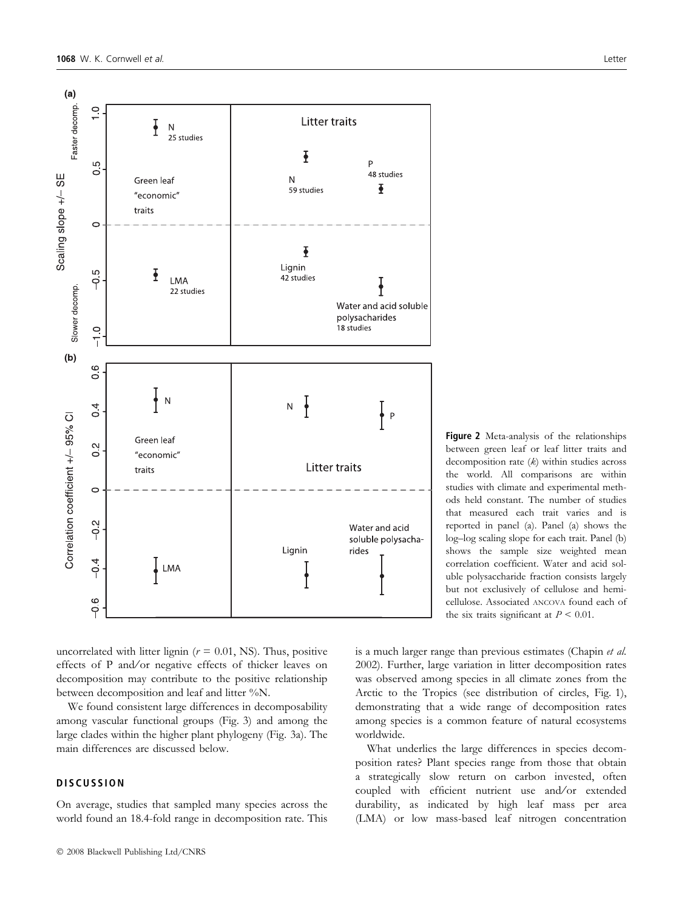(a)

Faster decomp.

Slower decomp.

Scaling slope +/– SE

1.0

0.5

0

–0.5

–1.0

N
25 studies

Green leaf "economic" traits

LMA
22 studies

Litter traits

N
59 studies

P
48 studies

Lignin
42 studies

Water and acid soluble polysacharides
18 studies

(b)

Correlation coefficient +/– 95% CI

0.6

0.4

0.2

0

–0.2

–0.4

–0.6

N

Green leaf "economic" traits

LMA

N

P

Litter traits

Lignin

Water and acid soluble polysacharides

**Figure 2** Meta-analysis of the relationships between green leaf or leaf litter traits and decomposition rate ($k$) within studies across the world. All comparisons are within studies with climate and experimental methods held constant. The number of studies that measured each trait varies and is reported in panel (a). Panel (a) shows the log–log scaling slope for each trait. Panel (b) shows the sample size weighted mean correlation coefficient. Water and acid soluble polysaccharide fraction consists largely but not exclusively of cellulose and hemicellulose. Associated ANCOVA found each of the six traits significant at $P < 0.01$.

uncorrelated with litter lignin ($r = 0.01$, NS). Thus, positive effects of P and/or negative effects of thicker leaves on decomposition may contribute to the positive relationship between decomposition and leaf and litter %N.

We found consistent large differences in decomposability among vascular functional groups (Fig. 3) and among the large clades within the higher plant phylogeny (Fig. 3a). The main differences are discussed below.

## DISCUSSION

On average, studies that sampled many species across the world found an 18.4-fold range in decomposition rate. This is a much larger range than previous estimates (Chapin *et al.* 2002). Further, large variation in litter decomposition rates was observed among species in all climate zones from the Arctic to the Tropics (see distribution of circles, Fig. 1), demonstrating that a wide range of decomposition rates among species is a common feature of natural ecosystems worldwide.

What underlies the large differences in species decomposition rates? Plant species range from those that obtain a strategically slow return on carbon invested, often coupled with efficient nutrient use and/or extended durability, as indicated by high leaf mass per area (LMA) or low mass-based leaf nitrogen concentration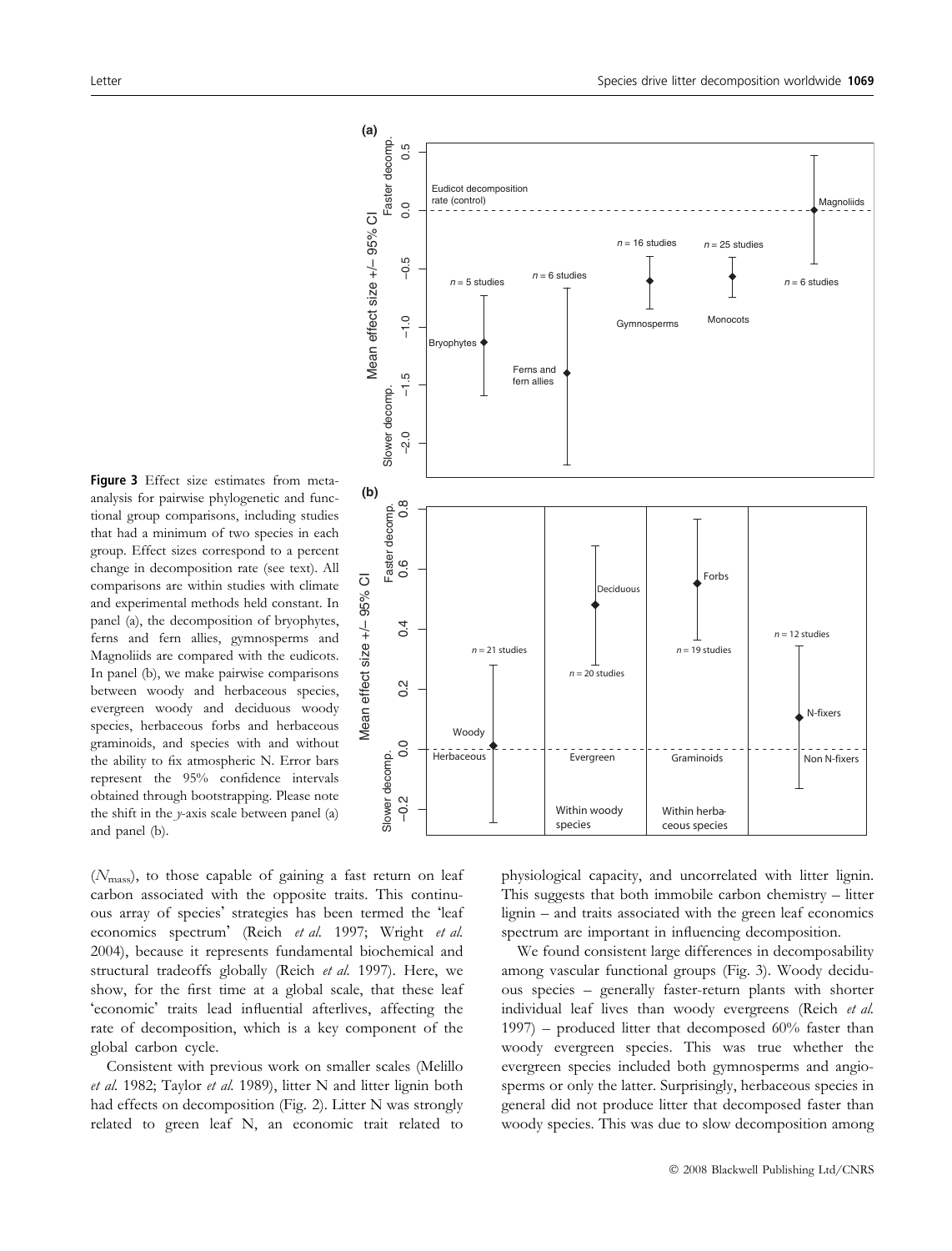(a)

Faster decomp.

Slower decomp.

Mean effect size +/– 95% CI

0.5
0.0
–0.5
–1.0
–1.5
–2.0

Eudicot decomposition rate (control)

n = 5 studies
Bryophytes

n = 6 studies
Ferns and fern allies

n = 16 studies
Gymnosperms

n = 25 studies
Monocots

n = 6 studies
Magnoliids

(b)

Faster decomp.

Slower decomp.

Mean effect size +/– 95% CI

0.8
0.6
0.4
0.2
0.0
–0.2

n = 21 studies
Woody
Herbaceous

n = 20 studies
Deciduous
Evergreen
Within woody species

n = 19 studies
Forbs
Graminoids
Within herbaceous species

n = 12 studies
N-fixers
Non N-fixers

**Figure 3** Effect size estimates from meta-analysis for pairwise phylogenetic and functional group comparisons, including studies that had a minimum of two species in each group. Effect sizes correspond to a percent change in decomposition rate (see text). All comparisons are within studies with climate and experimental methods held constant. In panel (a), the decomposition of bryophytes, ferns and fern allies, gymnosperms and Magnoliids are compared with the eudicots. In panel (b), we make pairwise comparisons between woody and herbaceous species, evergreen woody and deciduous woody species, herbaceous forbs and herbaceous graminoids, and species with and without the ability to fix atmospheric N. Error bars represent the 95% confidence intervals obtained through bootstrapping. Please note the shift in the *y*-axis scale between panel (a) and panel (b).

($N_{mass}$), to those capable of gaining a fast return on leaf carbon associated with the opposite traits. This continuous array of species' strategies has been termed the 'leaf economics spectrum' (Reich *et al.* 1997; Wright *et al.* 2004), because it represents fundamental biochemical and structural tradeoffs globally (Reich *et al.* 1997). Here, we show, for the first time at a global scale, that these leaf 'economic' traits lead influential afterlives, affecting the rate of decomposition, which is a key component of the global carbon cycle.

Consistent with previous work on smaller scales (Melillo *et al.* 1982; Taylor *et al.* 1989), litter N and litter lignin both had effects on decomposition (Fig. 2). Litter N was strongly related to green leaf N, an economic trait related to physiological capacity, and uncorrelated with litter lignin. This suggests that both immobile carbon chemistry – litter lignin – and traits associated with the green leaf economics spectrum are important in influencing decomposition.

We found consistent large differences in decomposability among vascular functional groups (Fig. 3). Woody deciduous species – generally faster-return plants with shorter individual leaf lives than woody evergreens (Reich *et al.* 1997) – produced litter that decomposed 60% faster than woody evergreen species. This was true whether the evergreen species included both gymnosperms and angiosperms or only the latter. Surprisingly, herbaceous species in general did not produce litter that decomposed faster than woody species. This was due to slow decomposition among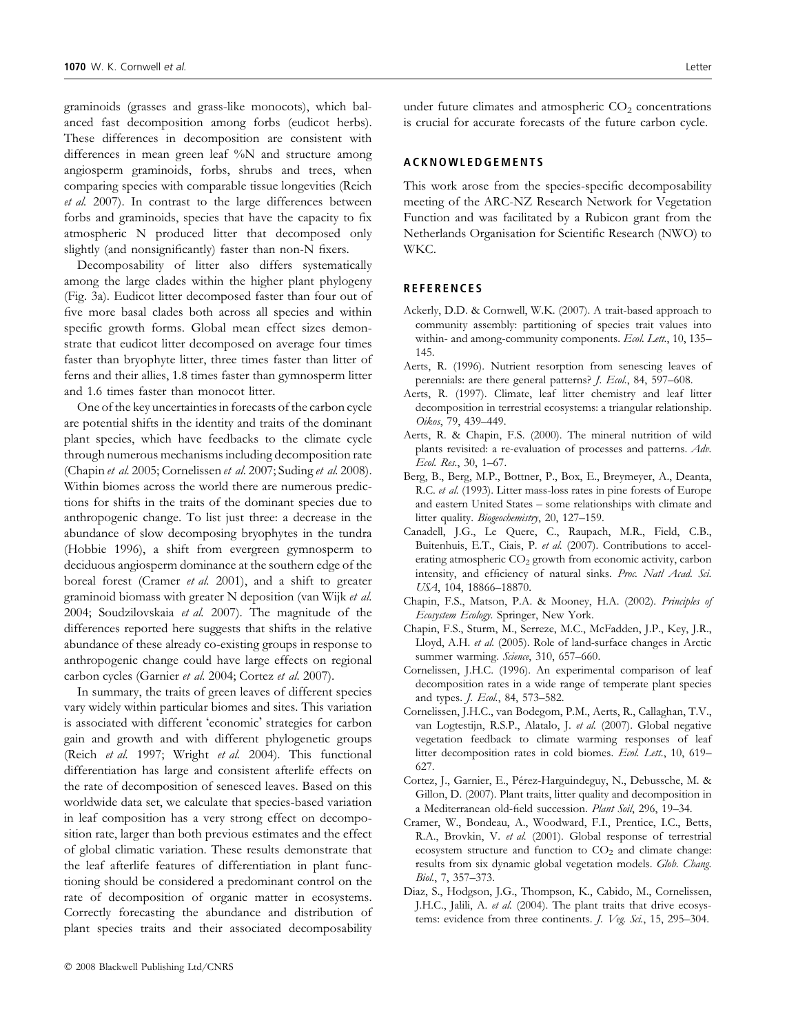graminoids (grasses and grass-like monocots), which balanced fast decomposition among forbs (eudicot herbs). These differences in decomposition are consistent with differences in mean green leaf %N and structure among angiosperm graminoids, forbs, shrubs and trees, when comparing species with comparable tissue longevities (Reich *et al.* 2007). In contrast to the large differences between forbs and graminoids, species that have the capacity to fix atmospheric N produced litter that decomposed only slightly (and nonsignificantly) faster than non-N fixers.

Decomposability of litter also differs systematically among the large clades within the higher plant phylogeny (Fig. 3a). Eudicot litter decomposed faster than four out of five more basal clades both across all species and within specific growth forms. Global mean effect sizes demonstrate that eudicot litter decomposed on average four times faster than bryophyte litter, three times faster than litter of ferns and their allies, 1.8 times faster than gymnosperm litter and 1.6 times faster than monocot litter.

One of the key uncertainties in forecasts of the carbon cycle are potential shifts in the identity and traits of the dominant plant species, which have feedbacks to the climate cycle through numerous mechanisms including decomposition rate (Chapin *et al.* 2005; Cornelissen *et al.* 2007; Suding *et al.* 2008). Within biomes across the world there are numerous predictions for shifts in the traits of the dominant species due to anthropogenic change. To list just three: a decrease in the abundance of slow decomposing bryophytes in the tundra (Hobbie 1996), a shift from evergreen gymnosperm to deciduous angiosperm dominance at the southern edge of the boreal forest (Cramer *et al.* 2001), and a shift to greater graminoid biomass with greater N deposition (van Wijk *et al.* 2004; Soudzilovskaia *et al.* 2007). The magnitude of the differences reported here suggests that shifts in the relative abundance of these already co-existing groups in response to anthropogenic change could have large effects on regional carbon cycles (Garnier *et al.* 2004; Cortez *et al.* 2007).

In summary, the traits of green leaves of different species vary widely within particular biomes and sites. This variation is associated with different 'economic' strategies for carbon gain and growth and with different phylogenetic groups (Reich *et al.* 1997; Wright *et al.* 2004). This functional differentiation has large and consistent afterlife effects on the rate of decomposition of senesced leaves. Based on this worldwide data set, we calculate that species-based variation in leaf composition has a very strong effect on decomposition rate, larger than both previous estimates and the effect of global climatic variation. These results demonstrate that the leaf afterlife features of differentiation in plant functioning should be considered a predominant control on the rate of decomposition of organic matter in ecosystems. Correctly forecasting the abundance and distribution of plant species traits and their associated decomposability under future climates and atmospheric $CO_2$ concentrations is crucial for accurate forecasts of the future carbon cycle.

## ACKNOWLEDGEMENTS

This work arose from the species-specific decomposability meeting of the ARC-NZ Research Network for Vegetation Function and was facilitated by a Rubicon grant from the Netherlands Organisation for Scientific Research (NWO) to WKC.

## REFERENCES

Ackerly, D.D. & Cornwell, W.K. (2007). A trait-based approach to community assembly: partitioning of species trait values into within- and among-community components. *Ecol. Lett.*, 10, 135–145.

Aerts, R. (1996). Nutrient resorption from senescing leaves of perennials: are there general patterns? *J. Ecol.*, 84, 597–608.

Aerts, R. (1997). Climate, leaf litter chemistry and leaf litter decomposition in terrestrial ecosystems: a triangular relationship. *Oikos*, 79, 439–449.

Aerts, R. & Chapin, F.S. (2000). The mineral nutrition of wild plants revisited: a re-evaluation of processes and patterns. *Adv. Ecol. Res.*, 30, 1–67.

Berg, B., Berg, M.P., Bottner, P., Box, E., Breymeyer, A., Deanta, R.C. *et al.* (1993). Litter mass-loss rates in pine forests of Europe and eastern United States – some relationships with climate and litter quality. *Biogeochemistry*, 20, 127–159.

Canadell, J.G., Le Quere, C., Raupach, M.R., Field, C.B., Buitenhuis, E.T., Ciais, P. *et al.* (2007). Contributions to accelerating atmospheric $CO_2$ growth from economic activity, carbon intensity, and efficiency of natural sinks. *Proc. Natl Acad. Sci. USA*, 104, 18866–18870.

Chapin, F.S., Matson, P.A. & Mooney, H.A. (2002). *Principles of Ecosystem Ecology*. Springer, New York.

Chapin, F.S., Sturm, M., Serreze, M.C., McFadden, J.P., Key, J.R., Lloyd, A.H. *et al.* (2005). Role of land-surface changes in Arctic summer warming. *Science*, 310, 657–660.

Cornelissen, J.H.C. (1996). An experimental comparison of leaf decomposition rates in a wide range of temperate plant species and types. *J. Ecol.*, 84, 573–582.

Cornelissen, J.H.C., van Bodegom, P.M., Aerts, R., Callaghan, T.V., van Logtestijn, R.S.P., Alatalo, J. *et al.* (2007). Global negative vegetation feedback to climate warming responses of leaf litter decomposition rates in cold biomes. *Ecol. Lett.*, 10, 619–627.

Cortez, J., Garnier, E., Pérez-Harguindeguy, N., Debussche, M. & Gillon, D. (2007). Plant traits, litter quality and decomposition in a Mediterranean old-field succession. *Plant Soil*, 296, 19–34.

Cramer, W., Bondeau, A., Woodward, F.I., Prentice, I.C., Betts, R.A., Brovkin, V. *et al.* (2001). Global response of terrestrial ecosystem structure and function to $CO_2$ and climate change: results from six dynamic global vegetation models. *Glob. Chang. Biol.*, 7, 357–373.

Diaz, S., Hodgson, J.G., Thompson, K., Cabido, M., Cornelissen, J.H.C., Jalili, A. *et al.* (2004). The plant traits that drive ecosystems: evidence from three continents. *J. Veg. Sci.*, 15, 295–304.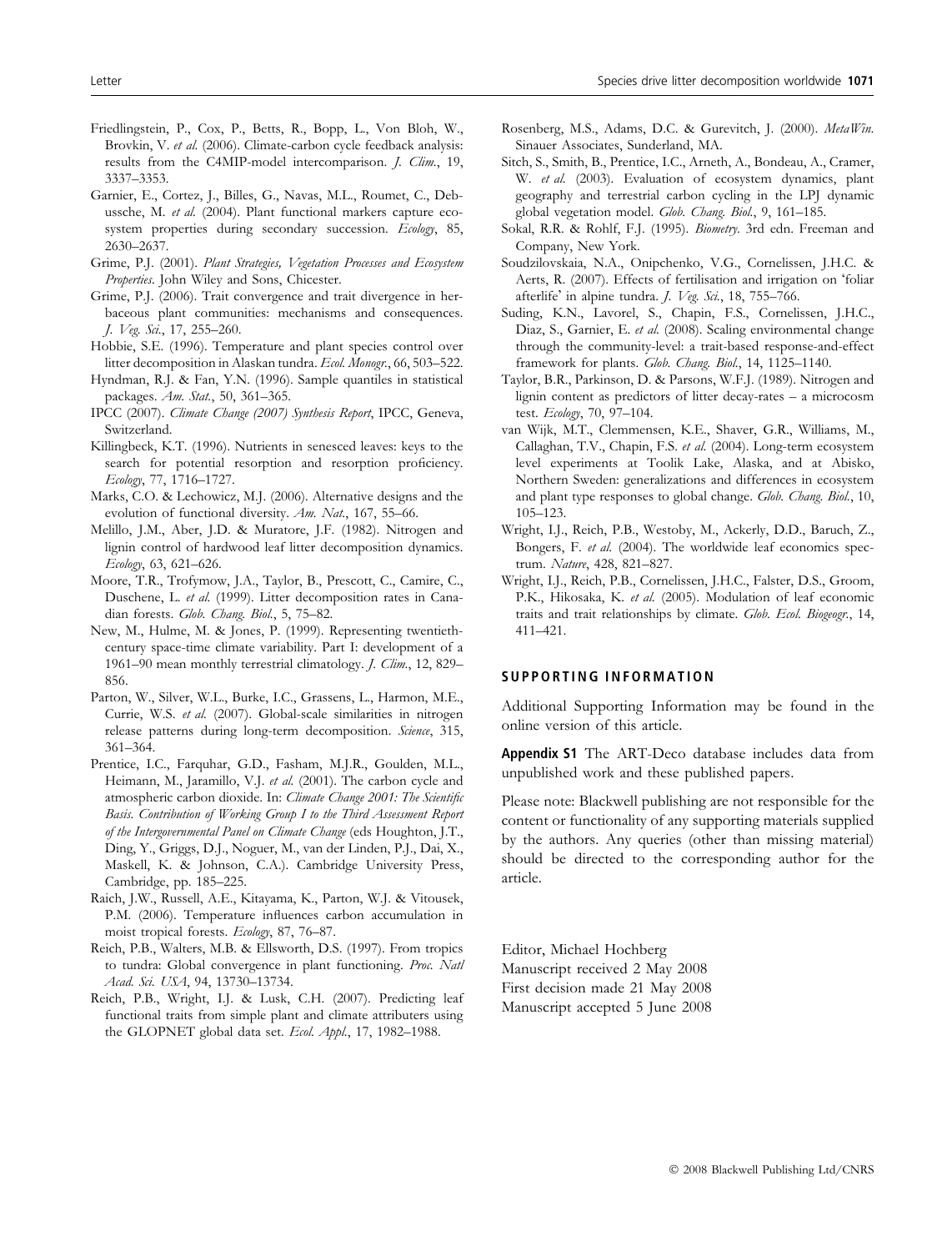Friedlingstein, P., Cox, P., Betts, R., Bopp, L., Von Bloh, W., Brovkin, V. *et al.* (2006). Climate-carbon cycle feedback analysis: results from the C4MIP-model intercomparison. *J. Clim.*, 19, 3337–3353.

Garnier, E., Cortez, J., Billes, G., Navas, M.L., Roumet, C., Debussche, M. *et al.* (2004). Plant functional markers capture ecosystem properties during secondary succession. *Ecology*, 85, 2630–2637.

Grime, P.J. (2001). *Plant Strategies, Vegetation Processes and Ecosystem Properties*. John Wiley and Sons, Chicester.

Grime, P.J. (2006). Trait convergence and trait divergence in herbaceous plant communities: mechanisms and consequences. *J. Veg. Sci.*, 17, 255–260.

Hobbie, S.E. (1996). Temperature and plant species control over litter decomposition in Alaskan tundra. *Ecol. Monogr.*, 66, 503–522.

Hyndman, R.J. & Fan, Y.N. (1996). Sample quantiles in statistical packages. *Am. Stat.*, 50, 361–365.

IPCC (2007). *Climate Change (2007) Synthesis Report*, IPCC, Geneva, Switzerland.

Killingbeck, K.T. (1996). Nutrients in senesced leaves: keys to the search for potential resorption and resorption proficiency. *Ecology*, 77, 1716–1727.

Marks, C.O. & Lechowicz, M.J. (2006). Alternative designs and the evolution of functional diversity. *Am. Nat.*, 167, 55–66.

Melillo, J.M., Aber, J.D. & Muratore, J.F. (1982). Nitrogen and lignin control of hardwood leaf litter decomposition dynamics. *Ecology*, 63, 621–626.

Moore, T.R., Trofymow, J.A., Taylor, B., Prescott, C., Camire, C., Duschene, L. *et al.* (1999). Litter decomposition rates in Canadian forests. *Glob. Chang. Biol.*, 5, 75–82.

New, M., Hulme, M. & Jones, P. (1999). Representing twentieth-century space-time climate variability. Part I: development of a 1961–90 mean monthly terrestrial climatology. *J. Clim.*, 12, 829–856.

Parton, W., Silver, W.L., Burke, I.C., Grassens, L., Harmon, M.E., Currie, W.S. *et al.* (2007). Global-scale similarities in nitrogen release patterns during long-term decomposition. *Science*, 315, 361–364.

Prentice, I.C., Farquhar, G.D., Fasham, M.J.R., Goulden, M.L., Heimann, M., Jaramillo, V.J. *et al.* (2001). The carbon cycle and atmospheric carbon dioxide. In: *Climate Change 2001: The Scientific Basis. Contribution of Working Group I to the Third Assessment Report of the Intergovernmental Panel on Climate Change* (eds Houghton, J.T., Ding, Y., Griggs, D.J., Noguer, M., van der Linden, P.J., Dai, X., Maskell, K. & Johnson, C.A.). Cambridge University Press, Cambridge, pp. 185–225.

Raich, J.W., Russell, A.E., Kitayama, K., Parton, W.J. & Vitousek, P.M. (2006). Temperature influences carbon accumulation in moist tropical forests. *Ecology*, 87, 76–87.

Reich, P.B., Walters, M.B. & Ellsworth, D.S. (1997). From tropics to tundra: Global convergence in plant functioning. *Proc. Natl Acad. Sci. USA*, 94, 13730–13734.

Reich, P.B., Wright, I.J. & Lusk, C.H. (2007). Predicting leaf functional traits from simple plant and climate attributers using the GLOPNET global data set. *Ecol. Appl.*, 17, 1982–1988.

Rosenberg, M.S., Adams, D.C. & Gurevitch, J. (2000). *MetaWin*. Sinauer Associates, Sunderland, MA.

Sitch, S., Smith, B., Prentice, I.C., Arneth, A., Bondeau, A., Cramer, W. *et al.* (2003). Evaluation of ecosystem dynamics, plant geography and terrestrial carbon cycling in the LPJ dynamic global vegetation model. *Glob. Chang. Biol.*, 9, 161–185.

Sokal, R.R. & Rohlf, F.J. (1995). *Biometry*. 3rd edn. Freeman and Company, New York.

Soudzilovskaia, N.A., Onipchenko, V.G., Cornelissen, J.H.C. & Aerts, R. (2007). Effects of fertilisation and irrigation on 'foliar afterlife' in alpine tundra. *J. Veg. Sci.*, 18, 755–766.

Suding, K.N., Lavorel, S., Chapin, F.S., Cornelissen, J.H.C., Diaz, S., Garnier, E. *et al.* (2008). Scaling environmental change through the community-level: a trait-based response-and-effect framework for plants. *Glob. Chang. Biol.*, 14, 1125–1140.

Taylor, B.R., Parkinson, D. & Parsons, W.F.J. (1989). Nitrogen and lignin content as predictors of litter decay-rates – a microcosm test. *Ecology*, 70, 97–104.

van Wijk, M.T., Clemmensen, K.E., Shaver, G.R., Williams, M., Callaghan, T.V., Chapin, F.S. *et al.* (2004). Long-term ecosystem level experiments at Toolik Lake, Alaska, and at Abisko, Northern Sweden: generalizations and differences in ecosystem and plant type responses to global change. *Glob. Chang. Biol.*, 10, 105–123.

Wright, I.J., Reich, P.B., Westoby, M., Ackerly, D.D., Baruch, Z., Bongers, F. *et al.* (2004). The worldwide leaf economics spectrum. *Nature*, 428, 821–827.

Wright, I.J., Reich, P.B., Cornelissen, J.H.C., Falster, D.S., Groom, P.K., Hikosaka, K. *et al.* (2005). Modulation of leaf economic traits and trait relationships by climate. *Glob. Ecol. Biogeogr.*, 14, 411–421.

## SUPPORTING INFORMATION

Additional Supporting Information may be found in the online version of this article.

**Appendix S1** The ART-Deco database includes data from unpublished work and these published papers.

Please note: Blackwell publishing are not responsible for the content or functionality of any supporting materials supplied by the authors. Any queries (other than missing material) should be directed to the corresponding author for the article.

Editor, Michael Hochberg
Manuscript received 2 May 2008
First decision made 21 May 2008
Manuscript accepted 5 June 2008